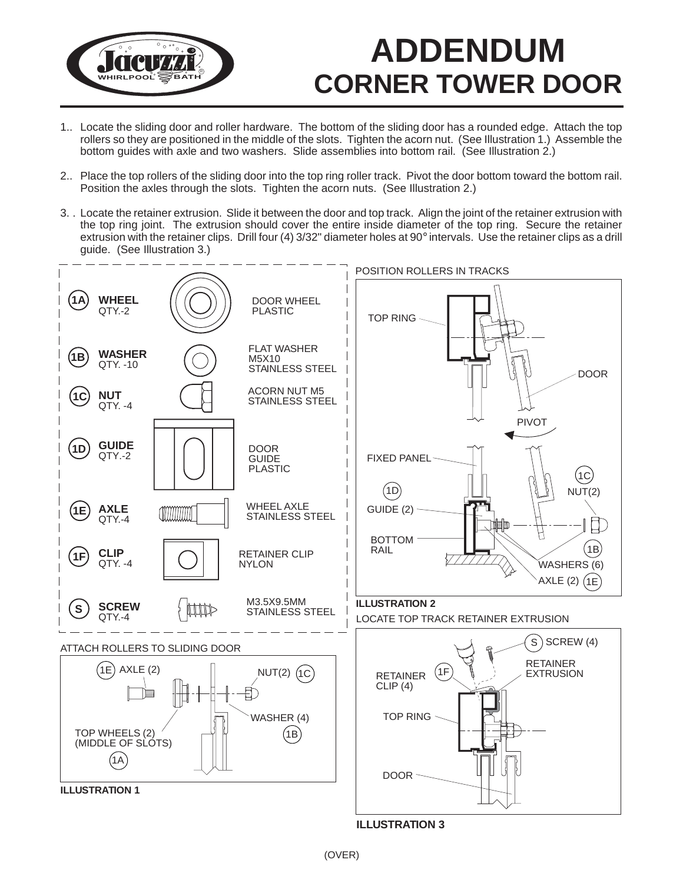# ADDENDUM
## CORNER TOWER DOOR

1.. Locate the sliding door and roller hardware. The bottom of the sliding door has a rounded edge. Attach the top rollers so they are positioned in the middle of the slots. Tighten the acorn nut. (See Illustration 1.) Assemble the bottom guides with axle and two washers. Slide assemblies into bottom rail. (See Illustration 2.)

2.. Place the top rollers of the sliding door into the top ring roller track. Pivot the door bottom toward the bottom rail. Position the axles through the slots. Tighten the acorn nuts. (See Illustration 2.)

3. . Locate the retainer extrusion. Slide it between the door and top track. Align the joint of the retainer extrusion with the top ring joint. The extrusion should cover the entire inside diameter of the top ring. Secure the retainer extrusion with the retainer clips. Drill four (4) 3/32" diameter holes at 90° intervals. Use the retainer clips as a drill guide. (See Illustration 3.)

| Item | Part | Qty. | Description |
| --- | --- | --- | --- |
| 1A | **WHEEL** | QTY.-2 | DOOR WHEEL PLASTIC |
| 1B | **WASHER** | QTY. -10 | FLAT WASHER M5X10 STAINLESS STEEL |
| 1C | **NUT** | QTY. -4 | ACORN NUT M5 STAINLESS STEEL |
| 1D | **GUIDE** | QTY.-2 | DOOR GUIDE PLASTIC |
| 1E | **AXLE** | QTY.-4 | WHEEL AXLE STAINLESS STEEL |
| 1F | **CLIP** | QTY. -4 | RETAINER CLIP NYLON |
| S | **SCREW** | QTY.-4 | M3.5X9.5MM STAINLESS STEEL |

ATTACH ROLLERS TO SLIDING DOOR

1E AXLE (2)
NUT(2) 1C
WASHER (4) 1B
TOP WHEELS (2) (MIDDLE OF SLOTS) 1A

**ILLUSTRATION 1**

POSITION ROLLERS IN TRACKS

TOP RING
DOOR
PIVOT
FIXED PANEL
1D GUIDE (2)
BOTTOM RAIL
1C NUT(2)
1B WASHERS (6)
AXLE (2) 1E

**ILLUSTRATION 2**

LOCATE TOP TRACK RETAINER EXTRUSION

S SCREW (4)
RETAINER CLIP (4) 1F
RETAINER EXTRUSION
TOP RING
DOOR

**ILLUSTRATION 3**

(OVER)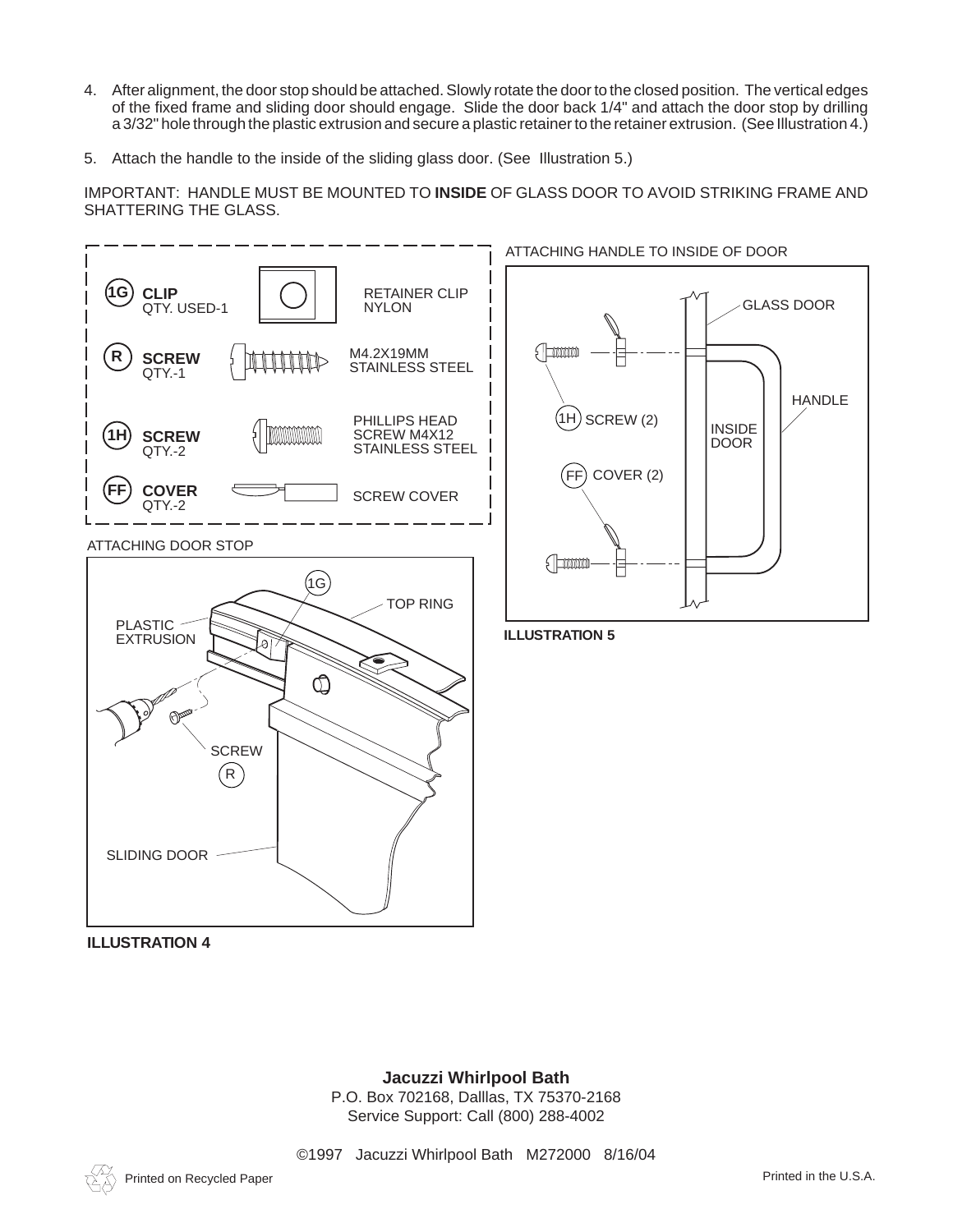4. After alignment, the door stop should be attached. Slowly rotate the door to the closed position. The vertical edges of the fixed frame and sliding door should engage. Slide the door back 1/4" and attach the door stop by drilling a 3/32" hole through the plastic extrusion and secure a plastic retainer to the retainer extrusion. (See Illustration 4.)

5. Attach the handle to the inside of the sliding glass door. (See Illustration 5.)

IMPORTANT: HANDLE MUST BE MOUNTED TO **INSIDE** OF GLASS DOOR TO AVOID STRIKING FRAME AND SHATTERING THE GLASS.

| | | |
|---|---|---|
| **1G** | **CLIP** QTY. USED-1 | RETAINER CLIP NYLON |
| **R** | **SCREW** QTY.-1 | M4.2X19MM STAINLESS STEEL |
| **1H** | **SCREW** QTY.-2 | PHILLIPS HEAD SCREW M4X12 STAINLESS STEEL |
| **FF** | **COVER** QTY.-2 | SCREW COVER |

ATTACHING DOOR STOP

1G
TOP RING
PLASTIC EXTRUSION
SCREW
R
SLIDING DOOR

**ILLUSTRATION 4**

ATTACHING HANDLE TO INSIDE OF DOOR

GLASS DOOR
HANDLE
1H SCREW (2)
INSIDE DOOR
FF COVER (2)

**ILLUSTRATION 5**

**Jacuzzi Whirlpool Bath**
P.O. Box 702168, Dalllas, TX 75370-2168
Service Support: Call (800) 288-4002

©1997 Jacuzzi Whirlpool Bath M272000 8/16/04

Printed on Recycled Paper

Printed in the U.S.A.